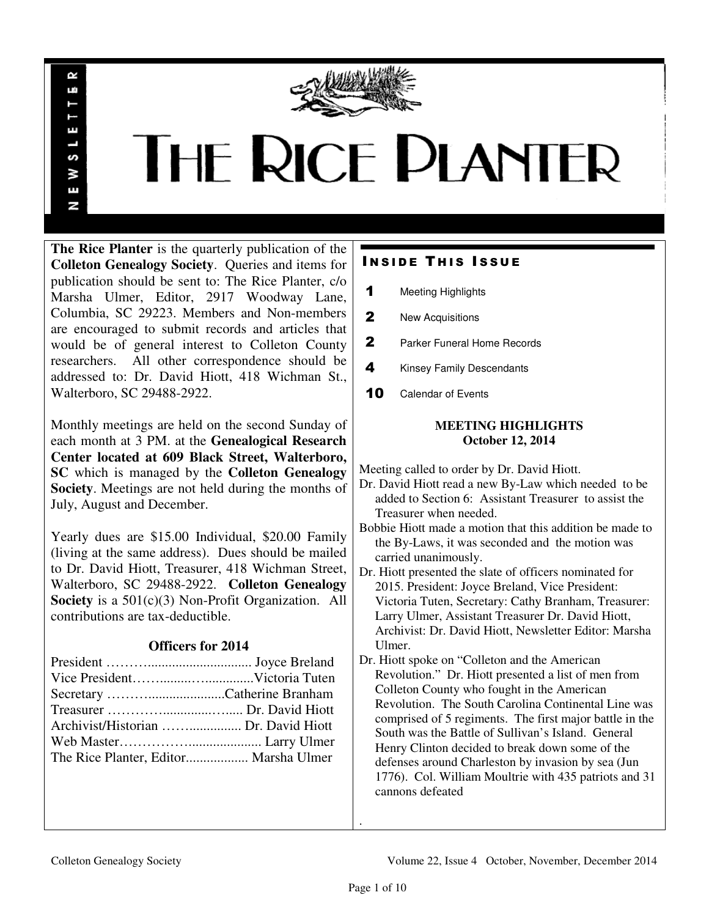# THE RICE PLANTER

NEWSLETTER

**The Rice Planter** is the quarterly publication of the **Colleton Genealogy Society**. Queries and items for publication should be sent to: The Rice Planter, c/o Marsha Ulmer, Editor, 2917 Woodway Lane, Columbia, SC 29223. Members and Non-members are encouraged to submit records and articles that would be of general interest to Colleton County researchers. All other correspondence should be addressed to: Dr. David Hiott, 418 Wichman St., Walterboro, SC 29488-2922.

Monthly meetings are held on the second Sunday of each month at 3 PM. at the **Genealogical Research Center located at 609 Black Street, Walterboro, SC** which is managed by the **Colleton Genealogy Society**. Meetings are not held during the months of July, August and December.

Yearly dues are $15.00 Individual, $20.00 Family (living at the same address). Dues should be mailed to Dr. David Hiott, Treasurer, 418 Wichman Street, Walterboro, SC 29488-2922. **Colleton Genealogy Society** is a 501(c)(3) Non-Profit Organization. All contributions are tax-deductible.

### Officers for 2014

President ………............................ Joyce Breland
Vice President……........…..............Victoria Tuten
Secretary ……….......................Catherine Branham
Treasurer ………….............….... Dr. David Hiott
Archivist/Historian …….............. Dr. David Hiott
Web Master………………..................... Larry Ulmer
The Rice Planter, Editor.................. Marsha Ulmer

## Inside This Issue

- **1** Meeting Highlights
- **2** New Acquisitions
- **2** Parker Funeral Home Records
- **4** Kinsey Family Descendants
- **10** Calendar of Events

### MEETING HIGHLIGHTS
### October 12, 2014

Meeting called to order by Dr. David Hiott.

Dr. David Hiott read a new By-Law which needed to be added to Section 6: Assistant Treasurer to assist the Treasurer when needed.

Bobbie Hiott made a motion that this addition be made to the By-Laws, it was seconded and the motion was carried unanimously.

Dr. Hiott presented the slate of officers nominated for 2015. President: Joyce Breland, Vice President: Victoria Tuten, Secretary: Cathy Branham, Treasurer: Larry Ulmer, Assistant Treasurer Dr. David Hiott, Archivist: Dr. David Hiott, Newsletter Editor: Marsha Ulmer.

Dr. Hiott spoke on "Colleton and the American Revolution." Dr. Hiott presented a list of men from Colleton County who fought in the American Revolution. The South Carolina Continental Line was comprised of 5 regiments. The first major battle in the South was the Battle of Sullivan's Island. General Henry Clinton decided to break down some of the defenses around Charleston by invasion by sea (Jun 1776). Col. William Moultrie with 435 patriots and 31 cannons defeated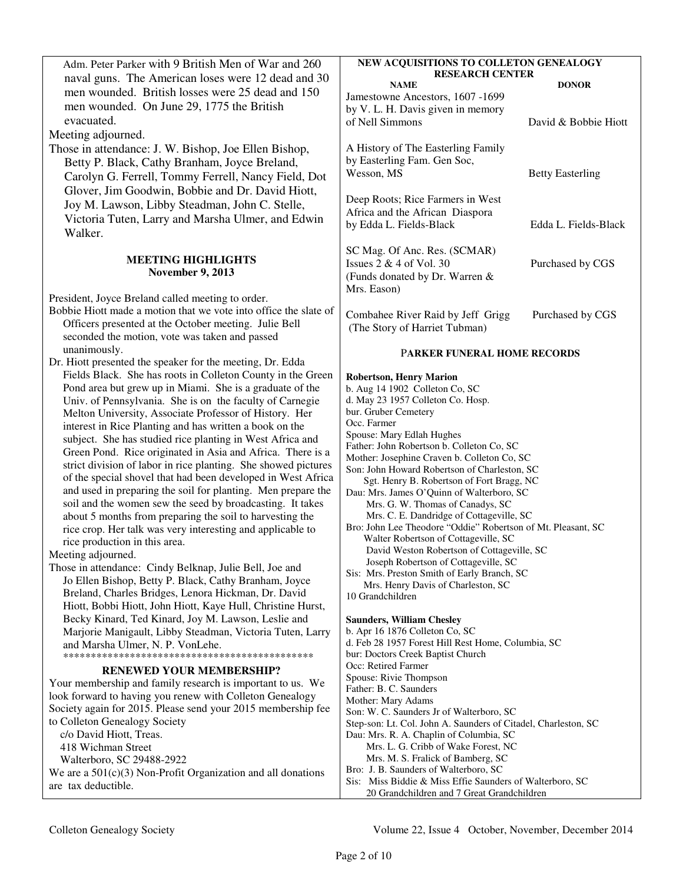Adm. Peter Parker with 9 British Men of War and 260 naval guns. The American loses were 12 dead and 30 men wounded. British losses were 25 dead and 150 men wounded. On June 29, 1775 the British evacuated.

Meeting adjourned.

Those in attendance: J. W. Bishop, Joe Ellen Bishop, Betty P. Black, Cathy Branham, Joyce Breland, Carolyn G. Ferrell, Tommy Ferrell, Nancy Field, Dot Glover, Jim Goodwin, Bobbie and Dr. David Hiott, Joy M. Lawson, Libby Steadman, John C. Stelle, Victoria Tuten, Larry and Marsha Ulmer, and Edwin Walker.

**MEETING HIGHLIGHTS**
**November 9, 2013**

President, Joyce Breland called meeting to order.

Bobbie Hiott made a motion that we vote into office the slate of Officers presented at the October meeting. Julie Bell seconded the motion, vote was taken and passed unanimously.

Dr. Hiott presented the speaker for the meeting, Dr. Edda Fields Black. She has roots in Colleton County in the Green Pond area but grew up in Miami. She is a graduate of the Univ. of Pennsylvania. She is on the faculty of Carnegie Melton University, Associate Professor of History. Her interest in Rice Planting and has written a book on the subject. She has studied rice planting in West Africa and Green Pond. Rice originated in Asia and Africa. There is a strict division of labor in rice planting. She showed pictures of the special shovel that had been developed in West Africa and used in preparing the soil for planting. Men prepare the soil and the women sew the seed by broadcasting. It takes about 5 months from preparing the soil to harvesting the rice crop. Her talk was very interesting and applicable to rice production in this area.

Meeting adjourned.

Those in attendance: Cindy Belknap, Julie Bell, Joe and Jo Ellen Bishop, Betty P. Black, Cathy Branham, Joyce Breland, Charles Bridges, Lenora Hickman, Dr. David Hiott, Bobbi Hiott, John Hiott, Kaye Hull, Christine Hurst, Becky Kinard, Ted Kinard, Joy M. Lawson, Leslie and Marjorie Manigault, Libby Steadman, Victoria Tuten, Larry and Marsha Ulmer, N. P. VonLehe.

\*\*\*\*\*\*\*\*\*\*\*\*\*\*\*\*\*\*\*\*\*\*\*\*\*\*\*\*\*\*\*\*\*\*\*\*\*\*\*\*\*\*\*\*\*\*

**RENEWED YOUR MEMBERSHIP?**

Your membership and family research is important to us. We look forward to having you renew with Colleton Genealogy Society again for 2015. Please send your 2015 membership fee to Colleton Genealogy Society
c/o David Hiott, Treas.
418 Wichman Street
Walterboro, SC 29488-2922

We are a 501(c)(3) Non-Profit Organization and all donations are tax deductible.

**NEW ACQUISITIONS TO COLLETON GENEALOGY RESEARCH CENTER**

| NAME | DONOR |
|---|---|
| Jamestowne Ancestors, 1607 -1699 by V. L. H. Davis given in memory of Nell Simmons | David & Bobbie Hiott |
| A History of The Easterling Family by Easterling Fam. Gen Soc, Wesson, MS | Betty Easterling |
| Deep Roots; Rice Farmers in West Africa and the African Diaspora by Edda L. Fields-Black | Edda L. Fields-Black |
| SC Mag. Of Anc. Res. (SCMAR) Issues 2 & 4 of Vol. 30 (Funds donated by Dr. Warren & Mrs. Eason) | Purchased by CGS |
| Combahee River Raid by Jeff Grigg (The Story of Harriet Tubman) | Purchased by CGS |

**PARKER FUNERAL HOME RECORDS**

**Robertson, Henry Marion**
b. Aug 14 1902 Colleton Co, SC
d. May 23 1957 Colleton Co. Hosp.
bur. Gruber Cemetery
Occ. Farmer
Spouse: Mary Edlah Hughes
Father: John Robertson b. Colleton Co, SC
Mother: Josephine Craven b. Colleton Co, SC
Son: John Howard Robertson of Charleston, SC
Sgt. Henry B. Robertson of Fort Bragg, NC
Dau: Mrs. James O'Quinn of Walterboro, SC
Mrs. G. W. Thomas of Canadys, SC
Mrs. C. E. Dandridge of Cottageville, SC
Bro: John Lee Theodore "Oddie" Robertson of Mt. Pleasant, SC
Walter Robertson of Cottageville, SC
David Weston Robertson of Cottageville, SC
Joseph Robertson of Cottageville, SC
Sis: Mrs. Preston Smith of Early Branch, SC
Mrs. Henry Davis of Charleston, SC
10 Grandchildren

**Saunders, William Chesley**
b. Apr 16 1876 Colleton Co, SC
d. Feb 28 1957 Forest Hill Rest Home, Columbia, SC
bur: Doctors Creek Baptist Church
Occ: Retired Farmer
Spouse: Rivie Thompson
Father: B. C. Saunders
Mother: Mary Adams
Son: W. C. Saunders Jr of Walterboro, SC
Step-son: Lt. Col. John A. Saunders of Citadel, Charleston, SC
Dau: Mrs. R. A. Chaplin of Columbia, SC
Mrs. L. G. Cribb of Wake Forest, NC
Mrs. M. S. Fralick of Bamberg, SC
Bro: J. B. Saunders of Walterboro, SC
Sis: Miss Biddie & Miss Effie Saunders of Walterboro, SC
20 Grandchildren and 7 Great Grandchildren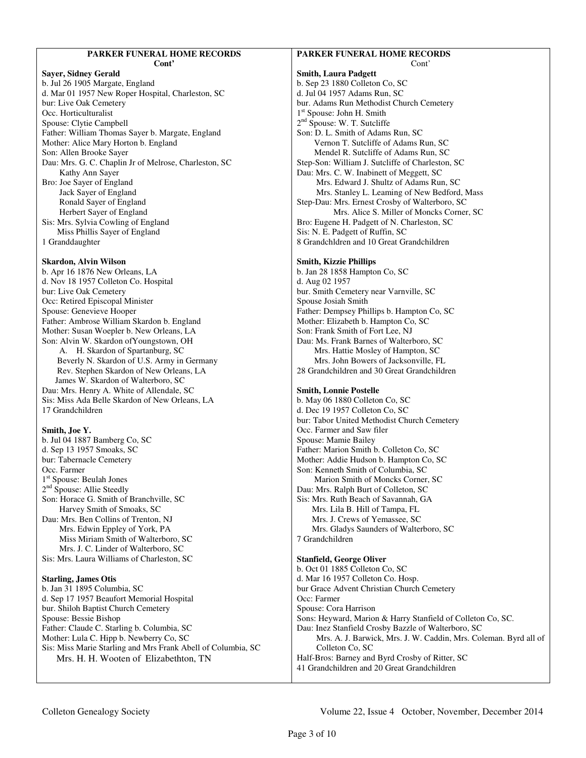## PARKER FUNERAL HOME RECORDS Cont'

**Sayer, Sidney Gerald**
b. Jul 26 1905 Margate, England
d. Mar 01 1957 New Roper Hospital, Charleston, SC
bur: Live Oak Cemetery
Occ. Horticulturalist
Spouse: Clytie Campbell
Father: William Thomas Sayer b. Margate, England
Mother: Alice Mary Horton b. England
Son: Allen Brooke Sayer
Dau: Mrs. G. C. Chaplin Jr of Melrose, Charleston, SC
  Kathy Ann Sayer
Bro: Joe Sayer of England
  Jack Sayer of England
  Ronald Sayer of England
  Herbert Sayer of England
Sis: Mrs. Sylvia Cowling of England
  Miss Phillis Sayer of England
1 Granddaughter

**Skardon, Alvin Wilson**
b. Apr 16 1876 New Orleans, LA
d. Nov 18 1957 Colleton Co. Hospital
bur: Live Oak Cemetery
Occ: Retired Episcopal Minister
Spouse: Genevieve Hooper
Father: Ambrose William Skardon b. England
Mother: Susan Woepler b. New Orleans, LA
Son: Alvin W. Skardon ofYoungstown, OH
  A. H. Skardon of Spartanburg, SC
  Beverly N. Skardon of U.S. Army in Germany
  Rev. Stephen Skardon of New Orleans, LA
  James W. Skardon of Walterboro, SC
Dau: Mrs. Henry A. White of Allendale, SC
Sis: Miss Ada Belle Skardon of New Orleans, LA
17 Grandchildren

**Smith, Joe Y.**
b. Jul 04 1887 Bamberg Co, SC
d. Sep 13 1957 Smoaks, SC
bur: Tabernacle Cemetery
Occ. Farmer
1st Spouse: Beulah Jones
2nd Spouse: Allie Steedly
Son: Horace G. Smith of Branchville, SC
  Harvey Smith of Smoaks, SC
Dau: Mrs. Ben Collins of Trenton, NJ
  Mrs. Edwin Eppley of York, PA
  Miss Miriam Smith of Walterboro, SC
  Mrs. J. C. Linder of Walterboro, SC
Sis: Mrs. Laura Williams of Charleston, SC

**Starling, James Otis**
b. Jan 31 1895 Columbia, SC
d. Sep 17 1957 Beaufort Memorial Hospital
bur. Shiloh Baptist Church Cemetery
Spouse: Bessie Bishop
Father: Claude C. Starling b. Columbia, SC
Mother: Lula C. Hipp b. Newberry Co, SC
Sis: Miss Marie Starling and Mrs Frank Abell of Columbia, SC
  Mrs. H. H. Wooten of Elizabethton, TN

**Smith, Laura Padgett**
b. Sep 23 1880 Colleton Co, SC
d. Jul 04 1957 Adams Run, SC
bur. Adams Run Methodist Church Cemetery
1st Spouse: John H. Smith
2nd Spouse: W. T. Sutcliffe
Son: D. L. Smith of Adams Run, SC
  Vernon T. Sutcliffe of Adams Run, SC
  Mendel R. Sutcliffe of Adams Run, SC
Step-Son: William J. Sutcliffe of Charleston, SC
Dau: Mrs. C. W. Inabinett of Meggett, SC
  Mrs. Edward J. Shultz of Adams Run, SC
  Mrs. Stanley L. Leaming of New Bedford, Mass
Step-Dau: Mrs. Ernest Crosby of Walterboro, SC
  Mrs. Alice S. Miller of Moncks Corner, SC
Bro: Eugene H. Padgett of N. Charleston, SC
Sis: N. E. Padgett of Ruffin, SC
8 Grandchldren and 10 Great Grandchildren

**Smith, Kizzie Phillips**
b. Jan 28 1858 Hampton Co, SC
d. Aug 02 1957
bur. Smith Cemetery near Varnville, SC
Spouse Josiah Smith
Father: Dempsey Phillips b. Hampton Co, SC
Mother: Elizabeth b. Hampton Co, SC
Son: Frank Smith of Fort Lee, NJ
Dau: Ms. Frank Barnes of Walterboro, SC
  Mrs. Hattie Mosley of Hampton, SC
  Mrs. John Bowers of Jacksonville, FL
28 Grandchildren and 30 Great Grandchildren

**Smith, Lonnie Postelle**
b. May 06 1880 Colleton Co, SC
d. Dec 19 1957 Colleton Co, SC
bur: Tabor United Methodist Church Cemetery
Occ. Farmer and Saw filer
Spouse: Mamie Bailey
Father: Marion Smith b. Colleton Co, SC
Mother: Addie Hudson b. Hampton Co, SC
Son: Kenneth Smith of Columbia, SC
  Marion Smith of Moncks Corner, SC
Dau: Mrs. Ralph Burt of Colleton, SC
Sis: Mrs. Ruth Beach of Savannah, GA
  Mrs. Lila B. Hill of Tampa, FL
  Mrs. J. Crews of Yemassee, SC
  Mrs. Gladys Saunders of Walterboro, SC
7 Grandchildren

**Stanfield, George Oliver**
b. Oct 01 1885 Colleton Co, SC
d. Mar 16 1957 Colleton Co. Hosp.
bur Grace Advent Christian Church Cemetery
Occ: Farmer
Spouse: Cora Harrison
Sons: Heyward, Marion & Harry Stanfield of Colleton Co, SC.
Dau: Inez Stanfield Crosby Bazzle of Walterboro, SC
  Mrs. A. J. Barwick, Mrs. J. W. Caddin, Mrs. Coleman. Byrd all of Colleton Co, SC
Half-Bros: Barney and Byrd Crosby of Ritter, SC
41 Grandchildren and 20 Great Grandchildren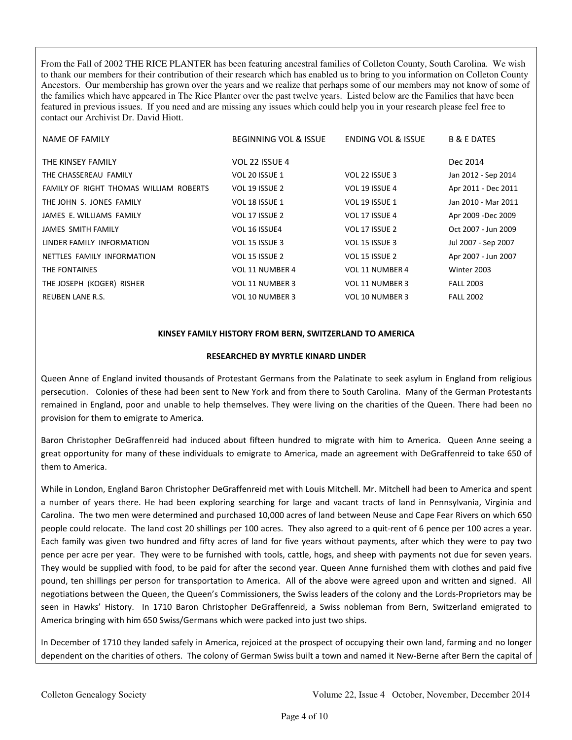From the Fall of 2002 THE RICE PLANTER has been featuring ancestral families of Colleton County, South Carolina. We wish to thank our members for their contribution of their research which has enabled us to bring to you information on Colleton County Ancestors. Our membership has grown over the years and we realize that perhaps some of our members may not know of some of the families which have appeared in The Rice Planter over the past twelve years. Listed below are the Families that have been featured in previous issues. If you need and are missing any issues which could help you in your research please feel free to contact our Archivist Dr. David Hiott.

| NAME OF FAMILY | BEGINNING VOL & ISSUE | ENDING VOL & ISSUE | B & E DATES |
|---|---|---|---|
| THE KINSEY FAMILY | VOL 22 ISSUE 4 | | Dec 2014 |
| THE CHASSEREAU FAMILY | VOL 20 ISSUE 1 | VOL 22 ISSUE 3 | Jan 2012 - Sep 2014 |
| FAMILY OF RIGHT THOMAS WILLIAM ROBERTS | VOL 19 ISSUE 2 | VOL 19 ISSUE 4 | Apr 2011 - Dec 2011 |
| THE JOHN S. JONES FAMILY | VOL 18 ISSUE 1 | VOL 19 ISSUE 1 | Jan 2010 - Mar 2011 |
| JAMES E. WILLIAMS FAMILY | VOL 17 ISSUE 2 | VOL 17 ISSUE 4 | Apr 2009 -Dec 2009 |
| JAMES SMITH FAMILY | VOL 16 ISSUE4 | VOL 17 ISSUE 2 | Oct 2007 - Jun 2009 |
| LINDER FAMILY INFORMATION | VOL 15 ISSUE 3 | VOL 15 ISSUE 3 | Jul 2007 - Sep 2007 |
| NETTLES FAMILY INFORMATION | VOL 15 ISSUE 2 | VOL 15 ISSUE 2 | Apr 2007 - Jun 2007 |
| THE FONTAINES | VOL 11 NUMBER 4 | VOL 11 NUMBER 4 | Winter 2003 |
| THE JOSEPH (KOGER) RISHER | VOL 11 NUMBER 3 | VOL 11 NUMBER 3 | FALL 2003 |
| REUBEN LANE R.S. | VOL 10 NUMBER 3 | VOL 10 NUMBER 3 | FALL 2002 |

**KINSEY FAMILY HISTORY FROM BERN, SWITZERLAND TO AMERICA**

**RESEARCHED BY MYRTLE KINARD LINDER**

Queen Anne of England invited thousands of Protestant Germans from the Palatinate to seek asylum in England from religious persecution. Colonies of these had been sent to New York and from there to South Carolina. Many of the German Protestants remained in England, poor and unable to help themselves. They were living on the charities of the Queen. There had been no provision for them to emigrate to America.

Baron Christopher DeGraffenreid had induced about fifteen hundred to migrate with him to America. Queen Anne seeing a great opportunity for many of these individuals to emigrate to America, made an agreement with DeGraffenreid to take 650 of them to America.

While in London, England Baron Christopher DeGraffenreid met with Louis Mitchell. Mr. Mitchell had been to America and spent a number of years there. He had been exploring searching for large and vacant tracts of land in Pennsylvania, Virginia and Carolina. The two men were determined and purchased 10,000 acres of land between Neuse and Cape Fear Rivers on which 650 people could relocate. The land cost 20 shillings per 100 acres. They also agreed to a quit-rent of 6 pence per 100 acres a year. Each family was given two hundred and fifty acres of land for five years without payments, after which they were to pay two pence per acre per year. They were to be furnished with tools, cattle, hogs, and sheep with payments not due for seven years. They would be supplied with food, to be paid for after the second year. Queen Anne furnished them with clothes and paid five pound, ten shillings per person for transportation to America. All of the above were agreed upon and written and signed. All negotiations between the Queen, the Queen's Commissioners, the Swiss leaders of the colony and the Lords-Proprietors may be seen in Hawks' History. In 1710 Baron Christopher DeGraffenreid, a Swiss nobleman from Bern, Switzerland emigrated to America bringing with him 650 Swiss/Germans which were packed into just two ships.

In December of 1710 they landed safely in America, rejoiced at the prospect of occupying their own land, farming and no longer dependent on the charities of others. The colony of German Swiss built a town and named it New-Berne after Bern the capital of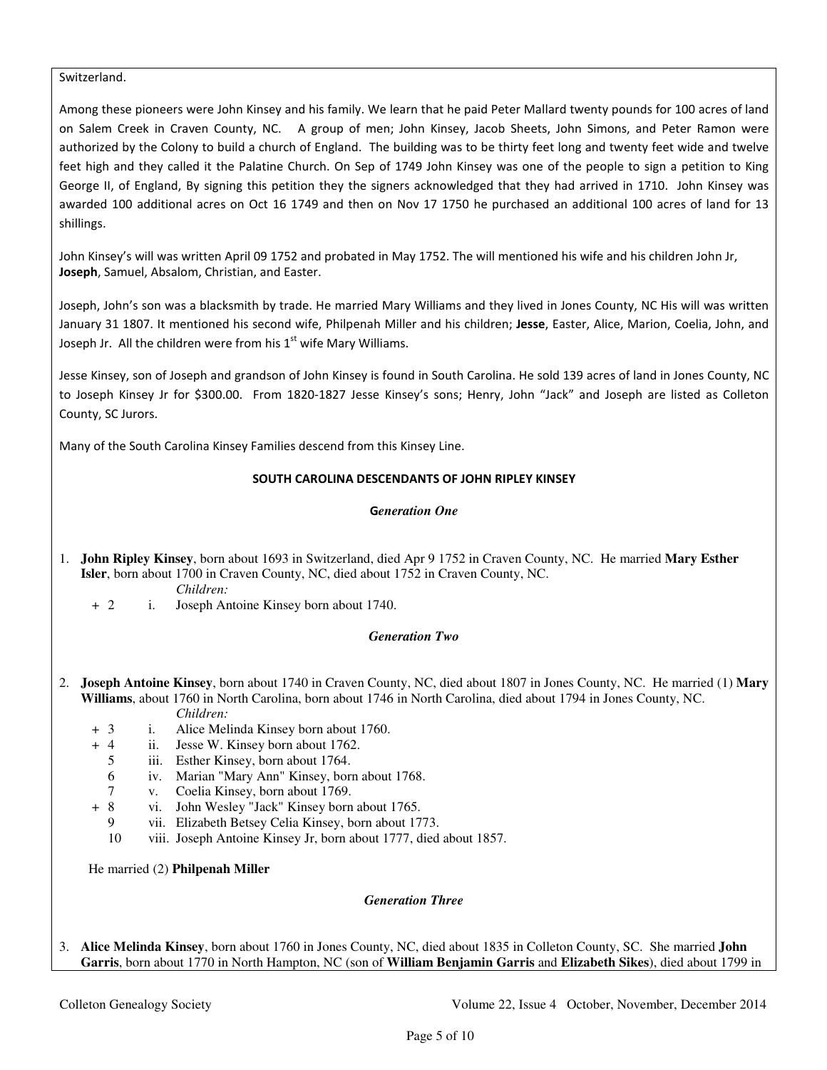Switzerland.

Among these pioneers were John Kinsey and his family. We learn that he paid Peter Mallard twenty pounds for 100 acres of land on Salem Creek in Craven County, NC. A group of men; John Kinsey, Jacob Sheets, John Simons, and Peter Ramon were authorized by the Colony to build a church of England. The building was to be thirty feet long and twenty feet wide and twelve feet high and they called it the Palatine Church. On Sep of 1749 John Kinsey was one of the people to sign a petition to King George II, of England, By signing this petition they the signers acknowledged that they had arrived in 1710. John Kinsey was awarded 100 additional acres on Oct 16 1749 and then on Nov 17 1750 he purchased an additional 100 acres of land for 13 shillings.

John Kinsey's will was written April 09 1752 and probated in May 1752. The will mentioned his wife and his children John Jr, **Joseph**, Samuel, Absalom, Christian, and Easter.

Joseph, John's son was a blacksmith by trade. He married Mary Williams and they lived in Jones County, NC His will was written January 31 1807. It mentioned his second wife, Philpenah Miller and his children; **Jesse**, Easter, Alice, Marion, Coelia, John, and Joseph Jr. All the children were from his 1st wife Mary Williams.

Jesse Kinsey, son of Joseph and grandson of John Kinsey is found in South Carolina. He sold 139 acres of land in Jones County, NC to Joseph Kinsey Jr for $300.00. From 1820-1827 Jesse Kinsey's sons; Henry, John "Jack" and Joseph are listed as Colleton County, SC Jurors.

Many of the South Carolina Kinsey Families descend from this Kinsey Line.

## SOUTH CAROLINA DESCENDANTS OF JOHN RIPLEY KINSEY

### *Generation One*

1. **John Ripley Kinsey**, born about 1693 in Switzerland, died Apr 9 1752 in Craven County, NC. He married **Mary Esther Isler**, born about 1700 in Craven County, NC, died about 1752 in Craven County, NC.

   *Children:*

   \+ 2 i. Joseph Antoine Kinsey born about 1740.

### *Generation Two*

2. **Joseph Antoine Kinsey**, born about 1740 in Craven County, NC, died about 1807 in Jones County, NC. He married (1) **Mary Williams**, about 1760 in North Carolina, born about 1746 in North Carolina, died about 1794 in Jones County, NC.

   *Children:*

   \+ 3 i. Alice Melinda Kinsey born about 1760.
   \+ 4 ii. Jesse W. Kinsey born about 1762.
   5 iii. Esther Kinsey, born about 1764.
   6 iv. Marian "Mary Ann" Kinsey, born about 1768.
   7 v. Coelia Kinsey, born about 1769.
   \+ 8 vi. John Wesley "Jack" Kinsey born about 1765.
   9 vii. Elizabeth Betsey Celia Kinsey, born about 1773.
   10 viii. Joseph Antoine Kinsey Jr, born about 1777, died about 1857.

   He married (2) **Philpenah Miller**

### *Generation Three*

3. **Alice Melinda Kinsey**, born about 1760 in Jones County, NC, died about 1835 in Colleton County, SC. She married **John Garris**, born about 1770 in North Hampton, NC (son of **William Benjamin Garris** and **Elizabeth Sikes**), died about 1799 in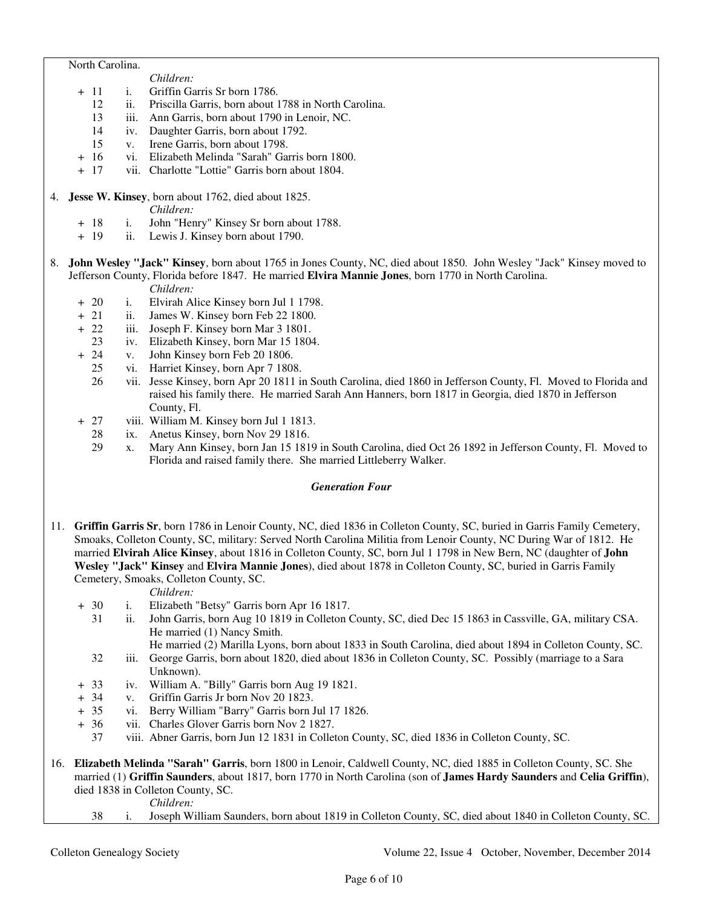North Carolina.

*Children:*

- \+ 11 i. Griffin Garris Sr born 1786.
- 12 ii. Priscilla Garris, born about 1788 in North Carolina.
- 13 iii. Ann Garris, born about 1790 in Lenoir, NC.
- 14 iv. Daughter Garris, born about 1792.
- 15 v. Irene Garris, born about 1798.
- \+ 16 vi. Elizabeth Melinda "Sarah" Garris born 1800.
- \+ 17 vii. Charlotte "Lottie" Garris born about 1804.

4. **Jesse W. Kinsey**, born about 1762, died about 1825.

*Children:*

- \+ 18 i. John "Henry" Kinsey Sr born about 1788.
- \+ 19 ii. Lewis J. Kinsey born about 1790.

8. **John Wesley "Jack" Kinsey**, born about 1765 in Jones County, NC, died about 1850. John Wesley "Jack" Kinsey moved to Jefferson County, Florida before 1847. He married **Elvira Mannie Jones**, born 1770 in North Carolina.

*Children:*

- \+ 20 i. Elvirah Alice Kinsey born Jul 1 1798.
- \+ 21 ii. James W. Kinsey born Feb 22 1800.
- \+ 22 iii. Joseph F. Kinsey born Mar 3 1801.
- 23 iv. Elizabeth Kinsey, born Mar 15 1804.
- \+ 24 v. John Kinsey born Feb 20 1806.
- 25 vi. Harriet Kinsey, born Apr 7 1808.
- 26 vii. Jesse Kinsey, born Apr 20 1811 in South Carolina, died 1860 in Jefferson County, Fl. Moved to Florida and raised his family there. He married Sarah Ann Hanners, born 1817 in Georgia, died 1870 in Jefferson County, Fl.
- \+ 27 viii. William M. Kinsey born Jul 1 1813.
- 28 ix. Anetus Kinsey, born Nov 29 1816.
- 29 x. Mary Ann Kinsey, born Jan 15 1819 in South Carolina, died Oct 26 1892 in Jefferson County, Fl. Moved to Florida and raised family there. She married Littleberry Walker.

### *Generation Four*

11. **Griffin Garris Sr**, born 1786 in Lenoir County, NC, died 1836 in Colleton County, SC, buried in Garris Family Cemetery, Smoaks, Colleton County, SC, military: Served North Carolina Militia from Lenoir County, NC During War of 1812. He married **Elvirah Alice Kinsey**, about 1816 in Colleton County, SC, born Jul 1 1798 in New Bern, NC (daughter of **John Wesley "Jack" Kinsey** and **Elvira Mannie Jones**), died about 1878 in Colleton County, SC, buried in Garris Family Cemetery, Smoaks, Colleton County, SC.

*Children:*

- \+ 30 i. Elizabeth "Betsy" Garris born Apr 16 1817.
- 31 ii. John Garris, born Aug 10 1819 in Colleton County, SC, died Dec 15 1863 in Cassville, GA, military CSA. He married (1) Nancy Smith.
  He married (2) Marilla Lyons, born about 1833 in South Carolina, died about 1894 in Colleton County, SC.
- 32 iii. George Garris, born about 1820, died about 1836 in Colleton County, SC. Possibly (marriage to a Sara Unknown).
- \+ 33 iv. William A. "Billy" Garris born Aug 19 1821.
- \+ 34 v. Griffin Garris Jr born Nov 20 1823.
- \+ 35 vi. Berry William "Barry" Garris born Jul 17 1826.
- \+ 36 vii. Charles Glover Garris born Nov 2 1827.
- 37 viii. Abner Garris, born Jun 12 1831 in Colleton County, SC, died 1836 in Colleton County, SC.

16. **Elizabeth Melinda "Sarah" Garris**, born 1800 in Lenoir, Caldwell County, NC, died 1885 in Colleton County, SC. She married (1) **Griffin Saunders**, about 1817, born 1770 in North Carolina (son of **James Hardy Saunders** and **Celia Griffin**), died 1838 in Colleton County, SC.

*Children:*

- 38 i. Joseph William Saunders, born about 1819 in Colleton County, SC, died about 1840 in Colleton County, SC.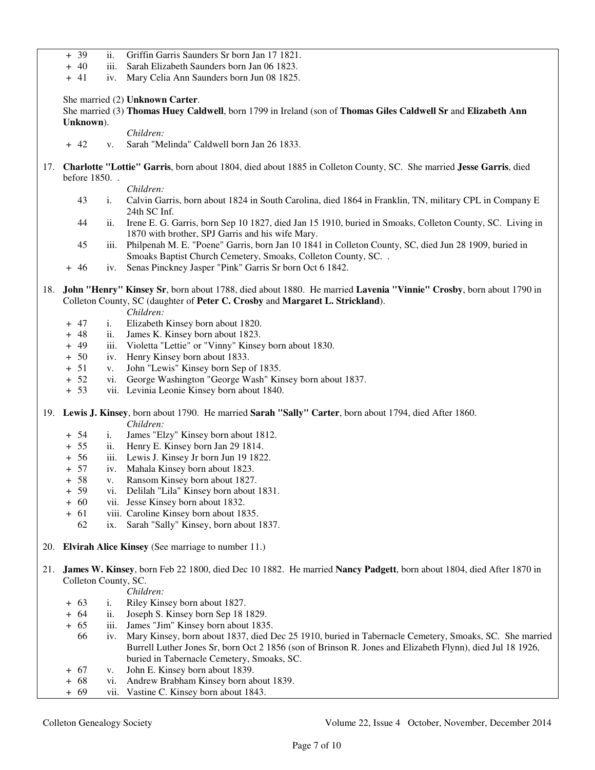+ 39 ii. Griffin Garris Saunders Sr born Jan 17 1821.
+ 40 iii. Sarah Elizabeth Saunders born Jan 06 1823.
+ 41 iv. Mary Celia Ann Saunders born Jun 08 1825.

She married (2) **Unknown Carter**.
She married (3) **Thomas Huey Caldwell**, born 1799 in Ireland (son of **Thomas Giles Caldwell Sr** and **Elizabeth Ann Unknown**).

*Children:*

+ 42 v. Sarah "Melinda" Caldwell born Jan 26 1833.

17. **Charlotte "Lottie" Garris**, born about 1804, died about 1885 in Colleton County, SC. She married **Jesse Garris**, died before 1850. .

*Children:*

43 i. Calvin Garris, born about 1824 in South Carolina, died 1864 in Franklin, TN, military CPL in Company E 24th SC Inf.
44 ii. Irene E. G. Garris, born Sep 10 1827, died Jan 15 1910, buried in Smoaks, Colleton County, SC. Living in 1870 with brother, SPJ Garris and his wife Mary.
45 iii. Philpenah M. E. "Poene" Garris, born Jan 10 1841 in Colleton County, SC, died Jun 28 1909, buried in Smoaks Baptist Church Cemetery, Smoaks, Colleton County, SC. .
+ 46 iv. Senas Pinckney Jasper "Pink" Garris Sr born Oct 6 1842.

18. **John "Henry" Kinsey Sr**, born about 1788, died about 1880. He married **Lavenia "Vinnie" Crosby**, born about 1790 in Colleton County, SC (daughter of **Peter C. Crosby** and **Margaret L. Strickland**).

*Children:*

+ 47 i. Elizabeth Kinsey born about 1820.
+ 48 ii. James K. Kinsey born about 1823.
+ 49 iii. Violetta "Lettie" or "Vinny" Kinsey born about 1830.
+ 50 iv. Henry Kinsey born about 1833.
+ 51 v. John "Lewis" Kinsey born Sep of 1835.
+ 52 vi. George Washington "George Wash" Kinsey born about 1837.
+ 53 vii. Levinia Leonie Kinsey born about 1840.

19. **Lewis J. Kinsey**, born about 1790. He married **Sarah "Sally" Carter**, born about 1794, died After 1860.

*Children:*

+ 54 i. James "Elzy" Kinsey born about 1812.
+ 55 ii. Henry E. Kinsey born Jan 29 1814.
+ 56 iii. Lewis J. Kinsey Jr born Jun 19 1822.
+ 57 iv. Mahala Kinsey born about 1823.
+ 58 v. Ransom Kinsey born about 1827.
+ 59 vi. Delilah "Lila" Kinsey born about 1831.
+ 60 vii. Jesse Kinsey born about 1832.
+ 61 viii. Caroline Kinsey born about 1835.
62 ix. Sarah "Sally" Kinsey, born about 1837.

20. **Elvirah Alice Kinsey** (See marriage to number 11.)

21. **James W. Kinsey**, born Feb 22 1800, died Dec 10 1882. He married **Nancy Padgett**, born about 1804, died After 1870 in Colleton County, SC.

*Children:*

+ 63 i. Riley Kinsey born about 1827.
+ 64 ii. Joseph S. Kinsey born Sep 18 1829.
+ 65 iii. James "Jim" Kinsey born about 1835.
66 iv. Mary Kinsey, born about 1837, died Dec 25 1910, buried in Tabernacle Cemetery, Smoaks, SC. She married Burrell Luther Jones Sr, born Oct 2 1856 (son of Brinson R. Jones and Elizabeth Flynn), died Jul 18 1926, buried in Tabernacle Cemetery, Smoaks, SC.
+ 67 v. John E. Kinsey born about 1839.
+ 68 vi. Andrew Brabham Kinsey born about 1839.
+ 69 vii. Vastine C. Kinsey born about 1843.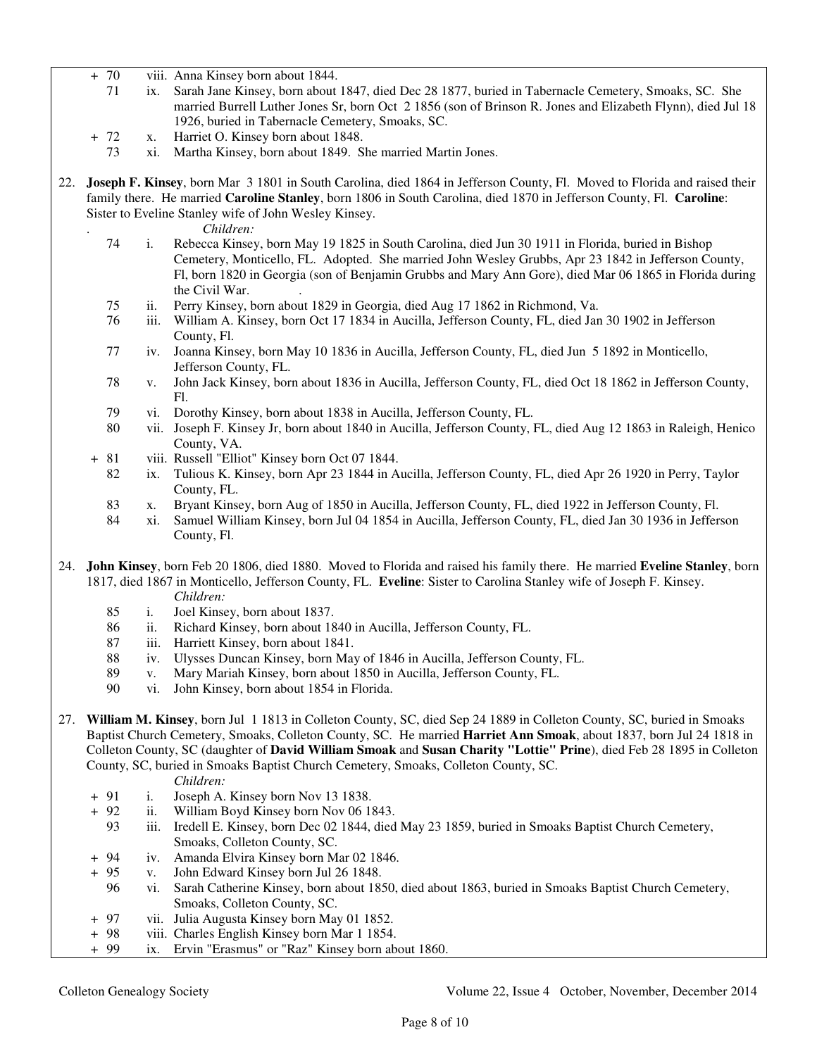+ 70 viii. Anna Kinsey born about 1844.

71 ix. Sarah Jane Kinsey, born about 1847, died Dec 28 1877, buried in Tabernacle Cemetery, Smoaks, SC. She married Burrell Luther Jones Sr, born Oct 2 1856 (son of Brinson R. Jones and Elizabeth Flynn), died Jul 18 1926, buried in Tabernacle Cemetery, Smoaks, SC.

+ 72 x. Harriet O. Kinsey born about 1848.

73 xi. Martha Kinsey, born about 1849. She married Martin Jones.

22. **Joseph F. Kinsey**, born Mar 3 1801 in South Carolina, died 1864 in Jefferson County, Fl. Moved to Florida and raised their family there. He married **Caroline Stanley**, born 1806 in South Carolina, died 1870 in Jefferson County, Fl. **Caroline**: Sister to Eveline Stanley wife of John Wesley Kinsey.

*Children:*

74 i. Rebecca Kinsey, born May 19 1825 in South Carolina, died Jun 30 1911 in Florida, buried in Bishop Cemetery, Monticello, FL. Adopted. She married John Wesley Grubbs, Apr 23 1842 in Jefferson County, Fl, born 1820 in Georgia (son of Benjamin Grubbs and Mary Ann Gore), died Mar 06 1865 in Florida during the Civil War.

75 ii. Perry Kinsey, born about 1829 in Georgia, died Aug 17 1862 in Richmond, Va.

76 iii. William A. Kinsey, born Oct 17 1834 in Aucilla, Jefferson County, FL, died Jan 30 1902 in Jefferson County, Fl.

77 iv. Joanna Kinsey, born May 10 1836 in Aucilla, Jefferson County, FL, died Jun 5 1892 in Monticello, Jefferson County, FL.

78 v. John Jack Kinsey, born about 1836 in Aucilla, Jefferson County, FL, died Oct 18 1862 in Jefferson County, Fl.

79 vi. Dorothy Kinsey, born about 1838 in Aucilla, Jefferson County, FL.

80 vii. Joseph F. Kinsey Jr, born about 1840 in Aucilla, Jefferson County, FL, died Aug 12 1863 in Raleigh, Henico County, VA.

+ 81 viii. Russell "Elliot" Kinsey born Oct 07 1844.

82 ix. Tulious K. Kinsey, born Apr 23 1844 in Aucilla, Jefferson County, FL, died Apr 26 1920 in Perry, Taylor County, FL.

83 x. Bryant Kinsey, born Aug of 1850 in Aucilla, Jefferson County, FL, died 1922 in Jefferson County, Fl.

84 xi. Samuel William Kinsey, born Jul 04 1854 in Aucilla, Jefferson County, FL, died Jan 30 1936 in Jefferson County, Fl.

24. **John Kinsey**, born Feb 20 1806, died 1880. Moved to Florida and raised his family there. He married **Eveline Stanley**, born 1817, died 1867 in Monticello, Jefferson County, FL. **Eveline**: Sister to Carolina Stanley wife of Joseph F. Kinsey.

*Children:*

85 i. Joel Kinsey, born about 1837.

86 ii. Richard Kinsey, born about 1840 in Aucilla, Jefferson County, FL.

87 iii. Harriett Kinsey, born about 1841.

88 iv. Ulysses Duncan Kinsey, born May of 1846 in Aucilla, Jefferson County, FL.

89 v. Mary Mariah Kinsey, born about 1850 in Aucilla, Jefferson County, FL.

90 vi. John Kinsey, born about 1854 in Florida.

27. **William M. Kinsey**, born Jul 1 1813 in Colleton County, SC, died Sep 24 1889 in Colleton County, SC, buried in Smoaks Baptist Church Cemetery, Smoaks, Colleton County, SC. He married **Harriet Ann Smoak**, about 1837, born Jul 24 1818 in Colleton County, SC (daughter of **David William Smoak** and **Susan Charity "Lottie" Prine**), died Feb 28 1895 in Colleton County, SC, buried in Smoaks Baptist Church Cemetery, Smoaks, Colleton County, SC.

*Children:*

+ 91 i. Joseph A. Kinsey born Nov 13 1838.

+ 92 ii. William Boyd Kinsey born Nov 06 1843.

93 iii. Iredell E. Kinsey, born Dec 02 1844, died May 23 1859, buried in Smoaks Baptist Church Cemetery, Smoaks, Colleton County, SC.

+ 94 iv. Amanda Elvira Kinsey born Mar 02 1846.

+ 95 v. John Edward Kinsey born Jul 26 1848.

96 vi. Sarah Catherine Kinsey, born about 1850, died about 1863, buried in Smoaks Baptist Church Cemetery, Smoaks, Colleton County, SC.

+ 97 vii. Julia Augusta Kinsey born May 01 1852.

+ 98 viii. Charles English Kinsey born Mar 1 1854.

+ 99 ix. Ervin "Erasmus" or "Raz" Kinsey born about 1860.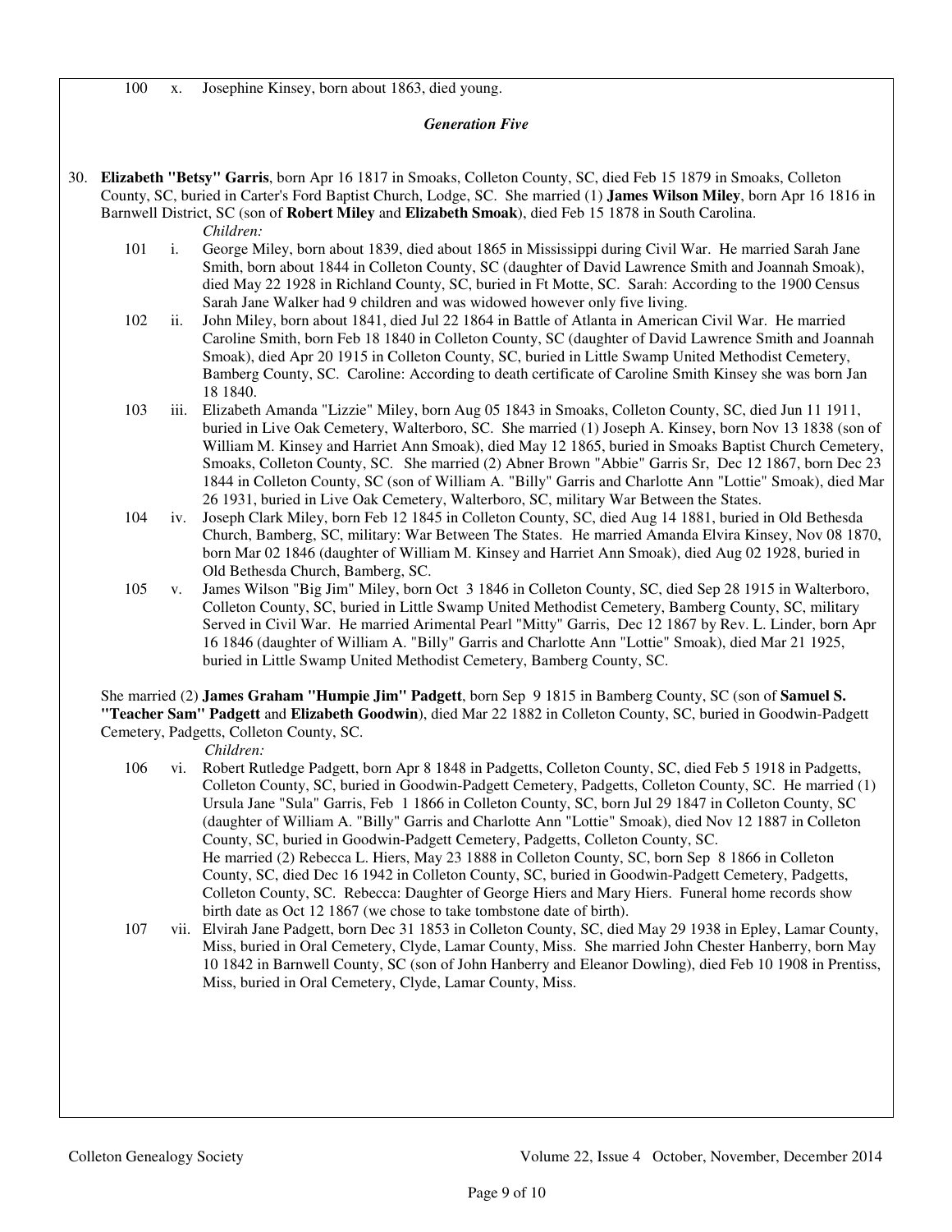100 x. Josephine Kinsey, born about 1863, died young.

### *Generation Five*

30. **Elizabeth "Betsy" Garris**, born Apr 16 1817 in Smoaks, Colleton County, SC, died Feb 15 1879 in Smoaks, Colleton County, SC, buried in Carter's Ford Baptist Church, Lodge, SC. She married (1) **James Wilson Miley**, born Apr 16 1816 in Barnwell District, SC (son of **Robert Miley** and **Elizabeth Smoak**), died Feb 15 1878 in South Carolina.

*Children:*

101 i. George Miley, born about 1839, died about 1865 in Mississippi during Civil War. He married Sarah Jane Smith, born about 1844 in Colleton County, SC (daughter of David Lawrence Smith and Joannah Smoak), died May 22 1928 in Richland County, SC, buried in Ft Motte, SC. Sarah: According to the 1900 Census Sarah Jane Walker had 9 children and was widowed however only five living.

102 ii. John Miley, born about 1841, died Jul 22 1864 in Battle of Atlanta in American Civil War. He married Caroline Smith, born Feb 18 1840 in Colleton County, SC (daughter of David Lawrence Smith and Joannah Smoak), died Apr 20 1915 in Colleton County, SC, buried in Little Swamp United Methodist Cemetery, Bamberg County, SC. Caroline: According to death certificate of Caroline Smith Kinsey she was born Jan 18 1840.

103 iii. Elizabeth Amanda "Lizzie" Miley, born Aug 05 1843 in Smoaks, Colleton County, SC, died Jun 11 1911, buried in Live Oak Cemetery, Walterboro, SC. She married (1) Joseph A. Kinsey, born Nov 13 1838 (son of William M. Kinsey and Harriet Ann Smoak), died May 12 1865, buried in Smoaks Baptist Church Cemetery, Smoaks, Colleton County, SC. She married (2) Abner Brown "Abbie" Garris Sr, Dec 12 1867, born Dec 23 1844 in Colleton County, SC (son of William A. "Billy" Garris and Charlotte Ann "Lottie" Smoak), died Mar 26 1931, buried in Live Oak Cemetery, Walterboro, SC, military War Between the States.

104 iv. Joseph Clark Miley, born Feb 12 1845 in Colleton County, SC, died Aug 14 1881, buried in Old Bethesda Church, Bamberg, SC, military: War Between The States. He married Amanda Elvira Kinsey, Nov 08 1870, born Mar 02 1846 (daughter of William M. Kinsey and Harriet Ann Smoak), died Aug 02 1928, buried in Old Bethesda Church, Bamberg, SC.

105 v. James Wilson "Big Jim" Miley, born Oct 3 1846 in Colleton County, SC, died Sep 28 1915 in Walterboro, Colleton County, SC, buried in Little Swamp United Methodist Cemetery, Bamberg County, SC, military Served in Civil War. He married Arimental Pearl "Mitty" Garris, Dec 12 1867 by Rev. L. Linder, born Apr 16 1846 (daughter of William A. "Billy" Garris and Charlotte Ann "Lottie" Smoak), died Mar 21 1925, buried in Little Swamp United Methodist Cemetery, Bamberg County, SC.

She married (2) **James Graham "Humpie Jim" Padgett**, born Sep 9 1815 in Bamberg County, SC (son of **Samuel S. "Teacher Sam" Padgett** and **Elizabeth Goodwin**), died Mar 22 1882 in Colleton County, SC, buried in Goodwin-Padgett Cemetery, Padgetts, Colleton County, SC.

*Children:*

106 vi. Robert Rutledge Padgett, born Apr 8 1848 in Padgetts, Colleton County, SC, died Feb 5 1918 in Padgetts, Colleton County, SC, buried in Goodwin-Padgett Cemetery, Padgetts, Colleton County, SC. He married (1) Ursula Jane "Sula" Garris, Feb 1 1866 in Colleton County, SC, born Jul 29 1847 in Colleton County, SC (daughter of William A. "Billy" Garris and Charlotte Ann "Lottie" Smoak), died Nov 12 1887 in Colleton County, SC, buried in Goodwin-Padgett Cemetery, Padgetts, Colleton County, SC.
He married (2) Rebecca L. Hiers, May 23 1888 in Colleton County, SC, born Sep 8 1866 in Colleton County, SC, died Dec 16 1942 in Colleton County, SC, buried in Goodwin-Padgett Cemetery, Padgetts, Colleton County, SC. Rebecca: Daughter of George Hiers and Mary Hiers. Funeral home records show birth date as Oct 12 1867 (we chose to take tombstone date of birth).

107 vii. Elvirah Jane Padgett, born Dec 31 1853 in Colleton County, SC, died May 29 1938 in Epley, Lamar County, Miss, buried in Oral Cemetery, Clyde, Lamar County, Miss. She married John Chester Hanberry, born May 10 1842 in Barnwell County, SC (son of John Hanberry and Eleanor Dowling), died Feb 10 1908 in Prentiss, Miss, buried in Oral Cemetery, Clyde, Lamar County, Miss.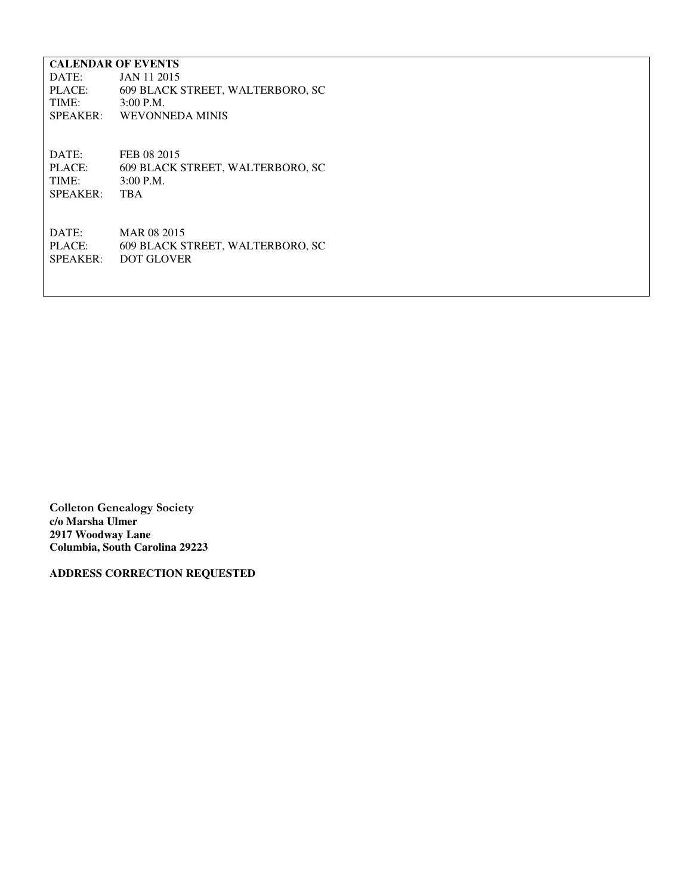**CALENDAR OF EVENTS**

| | |
|---|---|
| DATE: | JAN 11 2015 |
| PLACE: | 609 BLACK STREET, WALTERBORO, SC |
| TIME: | 3:00 P.M. |
| SPEAKER: | WEVONNEDA MINIS |

| | |
|---|---|
| DATE: | FEB 08 2015 |
| PLACE: | 609 BLACK STREET, WALTERBORO, SC |
| TIME: | 3:00 P.M. |
| SPEAKER: | TBA |

| | |
|---|---|
| DATE: | MAR 08 2015 |
| PLACE: | 609 BLACK STREET, WALTERBORO, SC |
| SPEAKER: | DOT GLOVER |

**Colleton Genealogy Society**
**c/o Marsha Ulmer**
**2917 Woodway Lane**
**Columbia, South Carolina 29223**

**ADDRESS CORRECTION REQUESTED**